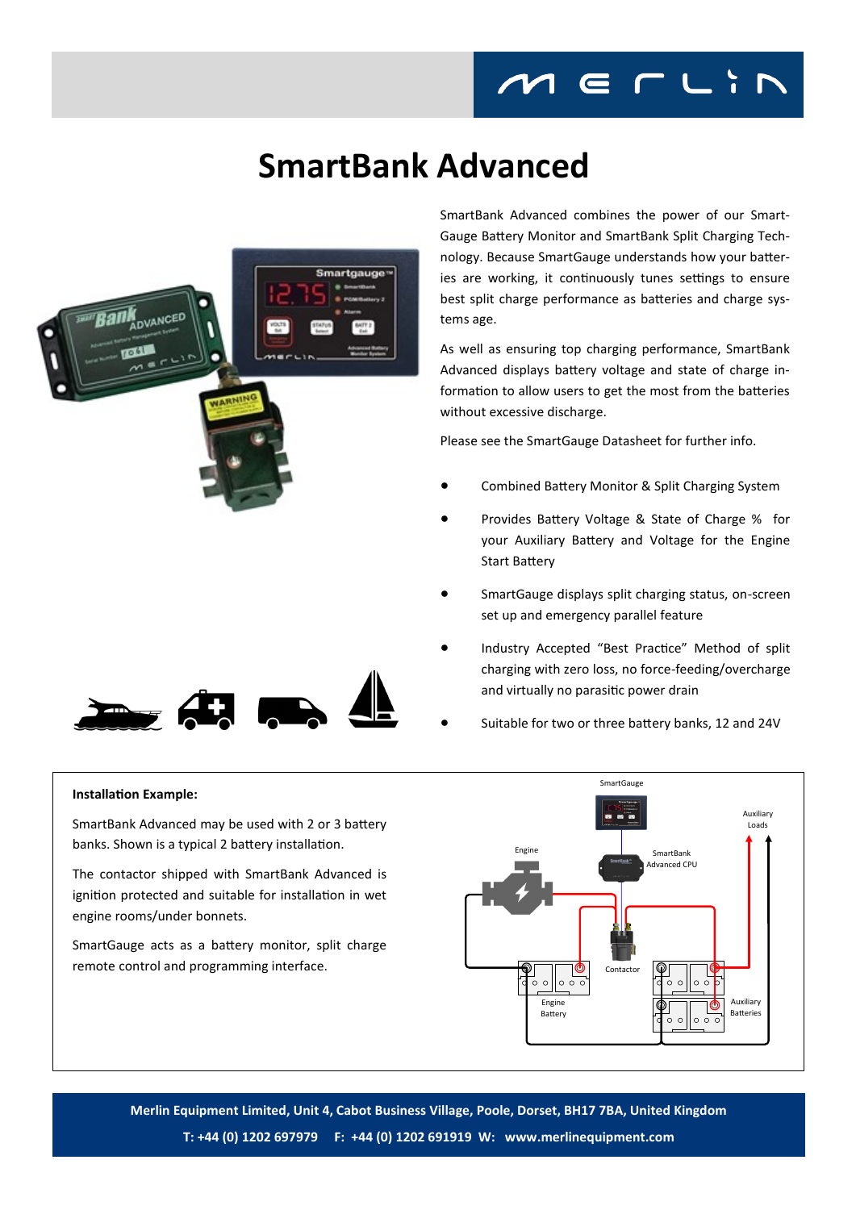# SmartBank Advanced

SmartBank Advanced combines the power of our SmartGauge Battery Monitor and SmartBank Split Charging Technology. Because SmartGauge understands how your batteries are working, it continuously tunes settings to ensure best split charge performance as batteries and charge systems age.

As well as ensuring top charging performance, SmartBank Advanced displays battery voltage and state of charge information to allow users to get the most from the batteries without excessive discharge.

Please see the SmartGauge Datasheet for further info.

- Combined Battery Monitor & Split Charging System
- Provides Battery Voltage & State of Charge % for your Auxiliary Battery and Voltage for the Engine Start Battery
- SmartGauge displays split charging status, on-screen set up and emergency parallel feature
- Industry Accepted "Best Practice" Method of split charging with zero loss, no force-feeding/overcharge and virtually no parasitic power drain
- Suitable for two or three battery banks, 12 and 24V

**Installation Example:**

SmartBank Advanced may be used with 2 or 3 battery banks. Shown is a typical 2 battery installation.

The contactor shipped with SmartBank Advanced is ignition protected and suitable for installation in wet engine rooms/under bonnets.

SmartGauge acts as a battery monitor, split charge remote control and programming interface.

**Merlin Equipment Limited, Unit 4, Cabot Business Village, Poole, Dorset, BH17 7BA, United Kingdom**

**T: +44 (0) 1202 697979 F: +44 (0) 1202 691919 W: www.merlinequipment.com**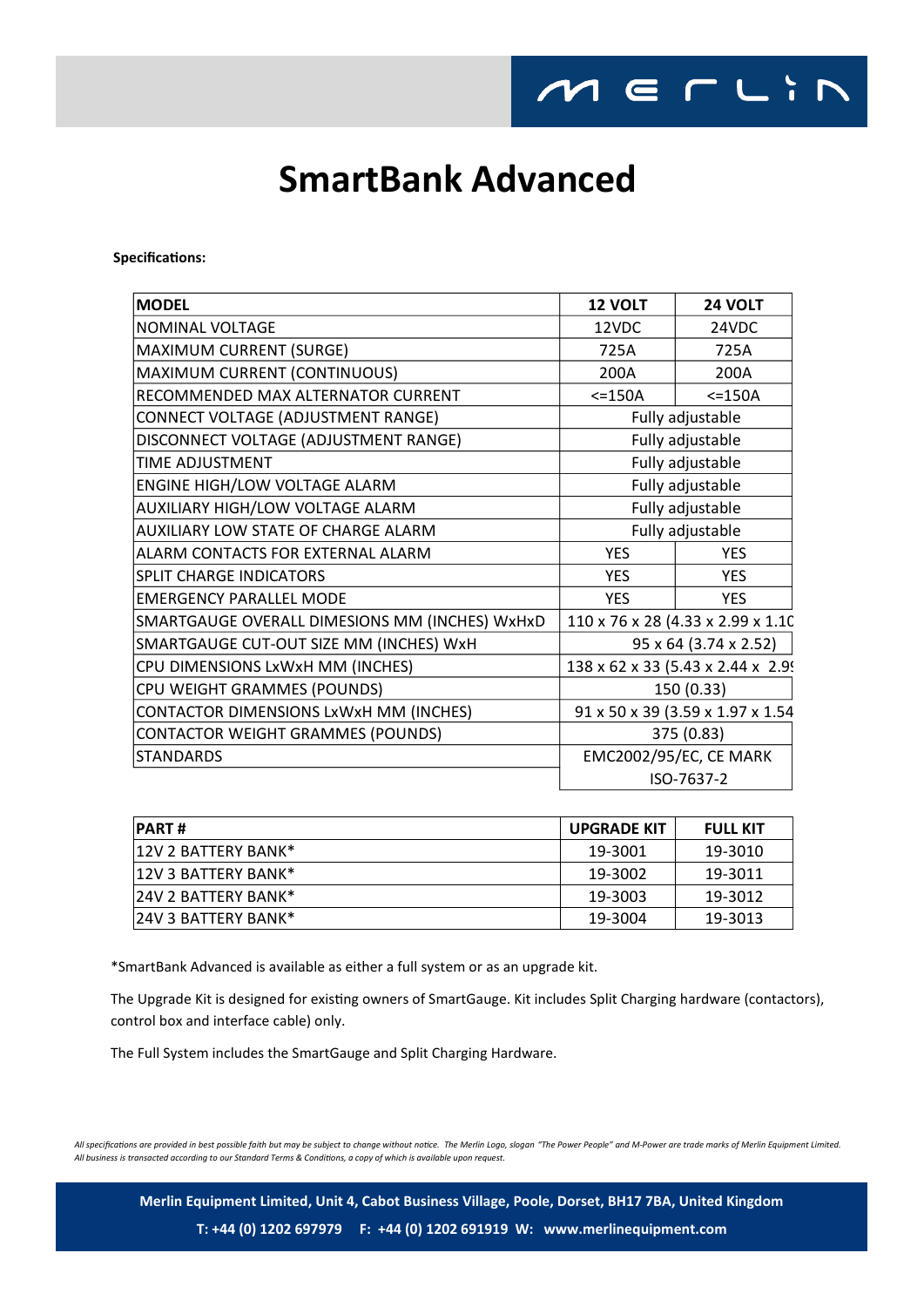# SmartBank Advanced

**Specifications:**

| MODEL | 12 VOLT | 24 VOLT |
|---|---|---|
| NOMINAL VOLTAGE | 12VDC | 24VDC |
| MAXIMUM CURRENT (SURGE) | 725A | 725A |
| MAXIMUM CURRENT (CONTINUOUS) | 200A | 200A |
| RECOMMENDED MAX ALTERNATOR CURRENT | <=150A | <=150A |
| CONNECT VOLTAGE (ADJUSTMENT RANGE) | Fully adjustable | |
| DISCONNECT VOLTAGE (ADJUSTMENT RANGE) | Fully adjustable | |
| TIME ADJUSTMENT | Fully adjustable | |
| ENGINE HIGH/LOW VOLTAGE ALARM | Fully adjustable | |
| AUXILIARY HIGH/LOW VOLTAGE ALARM | Fully adjustable | |
| AUXILIARY LOW STATE OF CHARGE ALARM | Fully adjustable | |
| ALARM CONTACTS FOR EXTERNAL ALARM | YES | YES |
| SPLIT CHARGE INDICATORS | YES | YES |
| EMERGENCY PARALLEL MODE | YES | YES |
| SMARTGAUGE OVERALL DIMESIONS MM (INCHES) WxHxD | 110 x 76 x 28 (4.33 x 2.99 x 1.10 | |
| SMARTGAUGE CUT-OUT SIZE MM (INCHES) WxH | 95 x 64 (3.74 x 2.52) | |
| CPU DIMENSIONS LxWxH MM (INCHES) | 138 x 62 x 33 (5.43 x 2.44 x 2.9 | |
| CPU WEIGHT GRAMMES (POUNDS) | 150 (0.33) | |
| CONTACTOR DIMENSIONS LxWxH MM (INCHES) | 91 x 50 x 39 (3.59 x 1.97 x 1.54 | |
| CONTACTOR WEIGHT GRAMMES (POUNDS) | 375 (0.83) | |
| STANDARDS | EMC2002/95/EC, CE MARK ISO-7637-2 | |

| PART # | UPGRADE KIT | FULL KIT |
|---|---|---|
| 12V 2 BATTERY BANK* | 19-3001 | 19-3010 |
| 12V 3 BATTERY BANK* | 19-3002 | 19-3011 |
| 24V 2 BATTERY BANK* | 19-3003 | 19-3012 |
| 24V 3 BATTERY BANK* | 19-3004 | 19-3013 |

*SmartBank Advanced is available as either a full system or as an upgrade kit.

The Upgrade Kit is designed for existing owners of SmartGauge. Kit includes Split Charging hardware (contactors), control box and interface cable) only.

The Full System includes the SmartGauge and Split Charging Hardware.

*All specifications are provided in best possible faith but may be subject to change without notice. The Merlin Logo, slogan "The Power People" and M-Power are trade marks of Merlin Equipment Limited. All business is transacted according to our Standard Terms & Conditions, a copy of which is available upon request.*

**Merlin Equipment Limited, Unit 4, Cabot Business Village, Poole, Dorset, BH17 7BA, United Kingdom**

**T: +44 (0) 1202 697979 F: +44 (0) 1202 691919 W: www.merlinequipment.com**